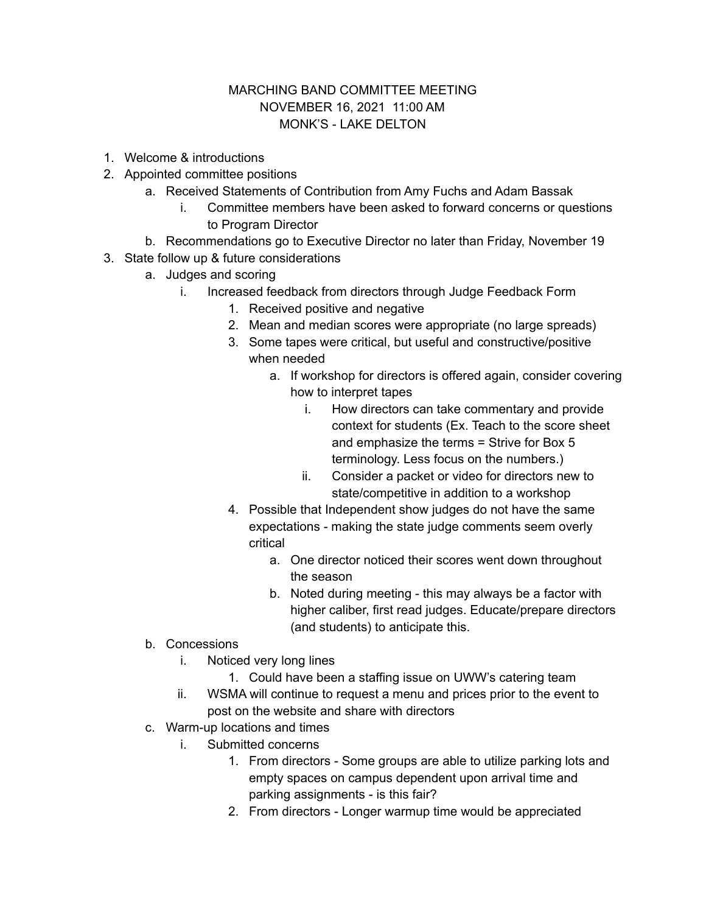# MARCHING BAND COMMITTEE MEETING
## NOVEMBER 16, 2021 11:00 AM
## MONK'S - LAKE DELTON

1. Welcome & introductions
2. Appointed committee positions
    a. Received Statements of Contribution from Amy Fuchs and Adam Bassak
        i. Committee members have been asked to forward concerns or questions to Program Director
    b. Recommendations go to Executive Director no later than Friday, November 19
3. State follow up & future considerations
    a. Judges and scoring
        i. Increased feedback from directors through Judge Feedback Form
            1. Received positive and negative
            2. Mean and median scores were appropriate (no large spreads)
            3. Some tapes were critical, but useful and constructive/positive when needed
                a. If workshop for directors is offered again, consider covering how to interpret tapes
                    i. How directors can take commentary and provide context for students (Ex. Teach to the score sheet and emphasize the terms = Strive for Box 5 terminology. Less focus on the numbers.)
                    ii. Consider a packet or video for directors new to state/competitive in addition to a workshop
            4. Possible that Independent show judges do not have the same expectations - making the state judge comments seem overly critical
                a. One director noticed their scores went down throughout the season
                b. Noted during meeting - this may always be a factor with higher caliber, first read judges. Educate/prepare directors (and students) to anticipate this.
    b. Concessions
        i. Noticed very long lines
            1. Could have been a staffing issue on UWW's catering team
        ii. WSMA will continue to request a menu and prices prior to the event to post on the website and share with directors
    c. Warm-up locations and times
        i. Submitted concerns
            1. From directors - Some groups are able to utilize parking lots and empty spaces on campus dependent upon arrival time and parking assignments - is this fair?
            2. From directors - Longer warmup time would be appreciated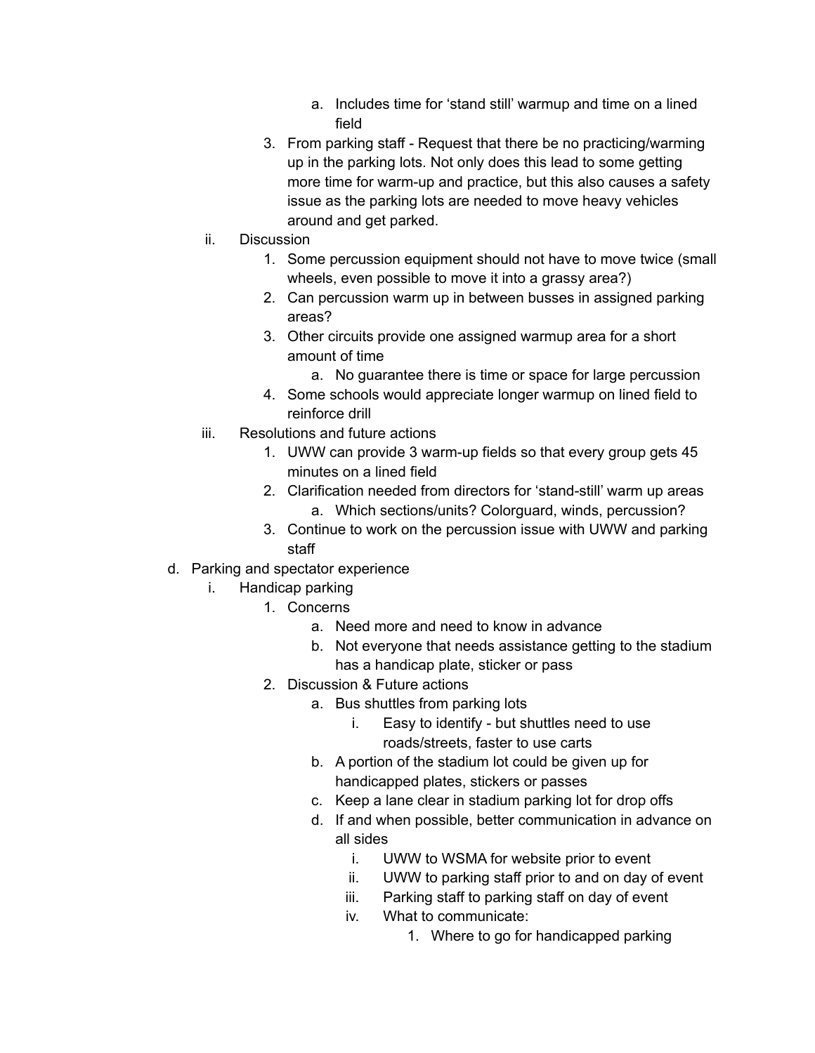a. Includes time for 'stand still' warmup and time on a lined field
        3. From parking staff - Request that there be no practicing/warming up in the parking lots. Not only does this lead to some getting more time for warm-up and practice, but this also causes a safety issue as the parking lots are needed to move heavy vehicles around and get parked.
    ii. Discussion
        1. Some percussion equipment should not have to move twice (small wheels, even possible to move it into a grassy area?)
        2. Can percussion warm up in between busses in assigned parking areas?
        3. Other circuits provide one assigned warmup area for a short amount of time
            a. No guarantee there is time or space for large percussion
        4. Some schools would appreciate longer warmup on lined field to reinforce drill
    iii. Resolutions and future actions
        1. UWW can provide 3 warm-up fields so that every group gets 45 minutes on a lined field
        2. Clarification needed from directors for 'stand-still' warm up areas
            a. Which sections/units? Colorguard, winds, percussion?
        3. Continue to work on the percussion issue with UWW and parking staff

d. Parking and spectator experience
    i. Handicap parking
        1. Concerns
            a. Need more and need to know in advance
            b. Not everyone that needs assistance getting to the stadium has a handicap plate, sticker or pass
        2. Discussion & Future actions
            a. Bus shuttles from parking lots
                i. Easy to identify - but shuttles need to use roads/streets, faster to use carts
            b. A portion of the stadium lot could be given up for handicapped plates, stickers or passes
            c. Keep a lane clear in stadium parking lot for drop offs
            d. If and when possible, better communication in advance on all sides
                i. UWW to WSMA for website prior to event
                ii. UWW to parking staff prior to and on day of event
                iii. Parking staff to parking staff on day of event
                iv. What to communicate:
                    1. Where to go for handicapped parking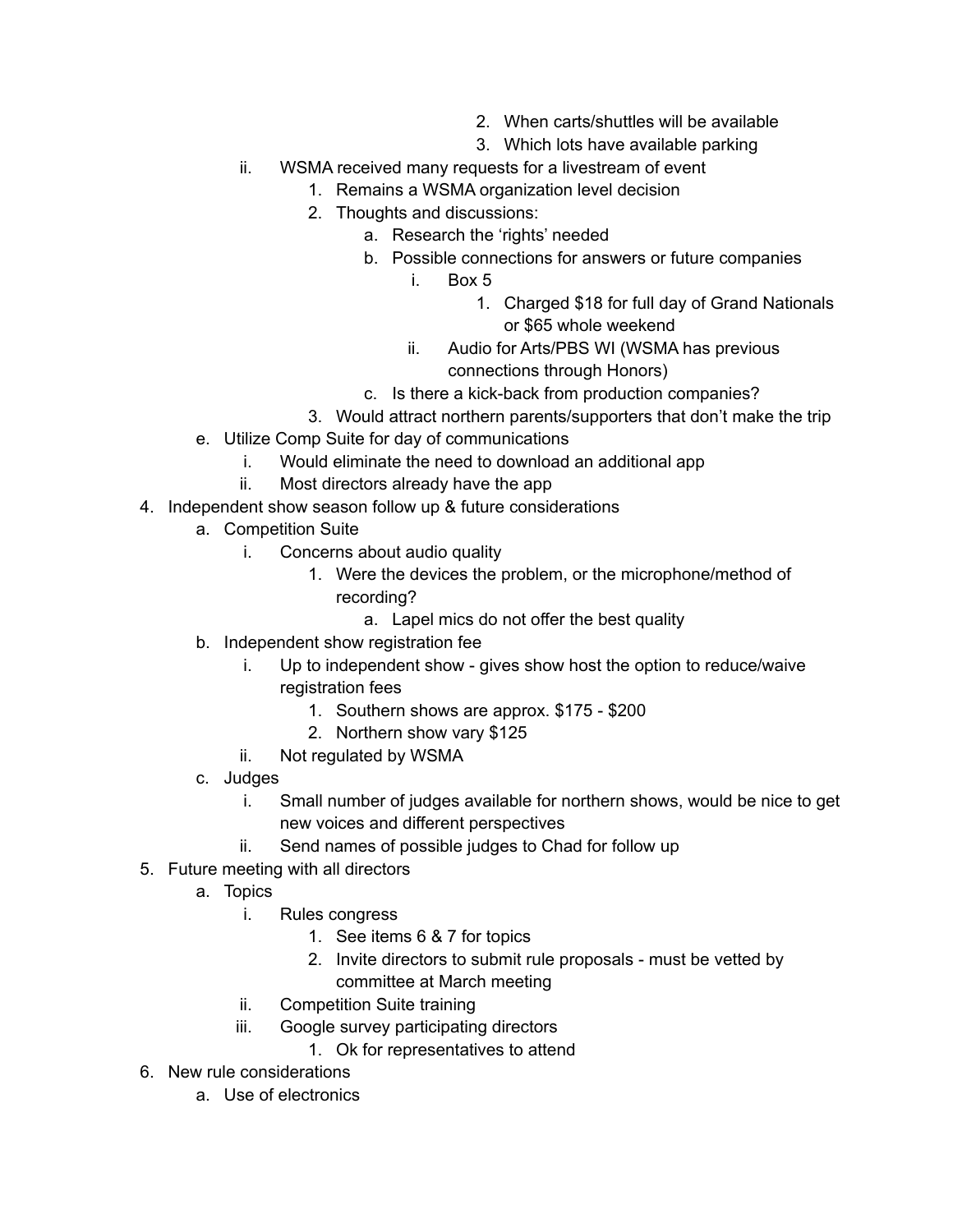- 2. When carts/shuttles will be available
- 3. Which lots have available parking

- ii. WSMA received many requests for a livestream of event
  - 1. Remains a WSMA organization level decision
  - 2. Thoughts and discussions:
    - a. Research the 'rights' needed
    - b. Possible connections for answers or future companies
      - i. Box 5
        - 1. Charged $18 for full day of Grand Nationals or $65 whole weekend
      - ii. Audio for Arts/PBS WI (WSMA has previous connections through Honors)
    - c. Is there a kick-back from production companies?
  - 3. Would attract northern parents/supporters that don't make the trip
- e. Utilize Comp Suite for day of communications
  - i. Would eliminate the need to download an additional app
  - ii. Most directors already have the app

4. Independent show season follow up & future considerations
   - a. Competition Suite
     - i. Concerns about audio quality
       - 1. Were the devices the problem, or the microphone/method of recording?
         - a. Lapel mics do not offer the best quality
   - b. Independent show registration fee
     - i. Up to independent show - gives show host the option to reduce/waive registration fees
       - 1. Southern shows are approx. $175 - $200
       - 2. Northern show vary $125
     - ii. Not regulated by WSMA
   - c. Judges
     - i. Small number of judges available for northern shows, would be nice to get new voices and different perspectives
     - ii. Send names of possible judges to Chad for follow up
5. Future meeting with all directors
   - a. Topics
     - i. Rules congress
       - 1. See items 6 & 7 for topics
       - 2. Invite directors to submit rule proposals - must be vetted by committee at March meeting
     - ii. Competition Suite training
     - iii. Google survey participating directors
       - 1. Ok for representatives to attend
6. New rule considerations
   - a. Use of electronics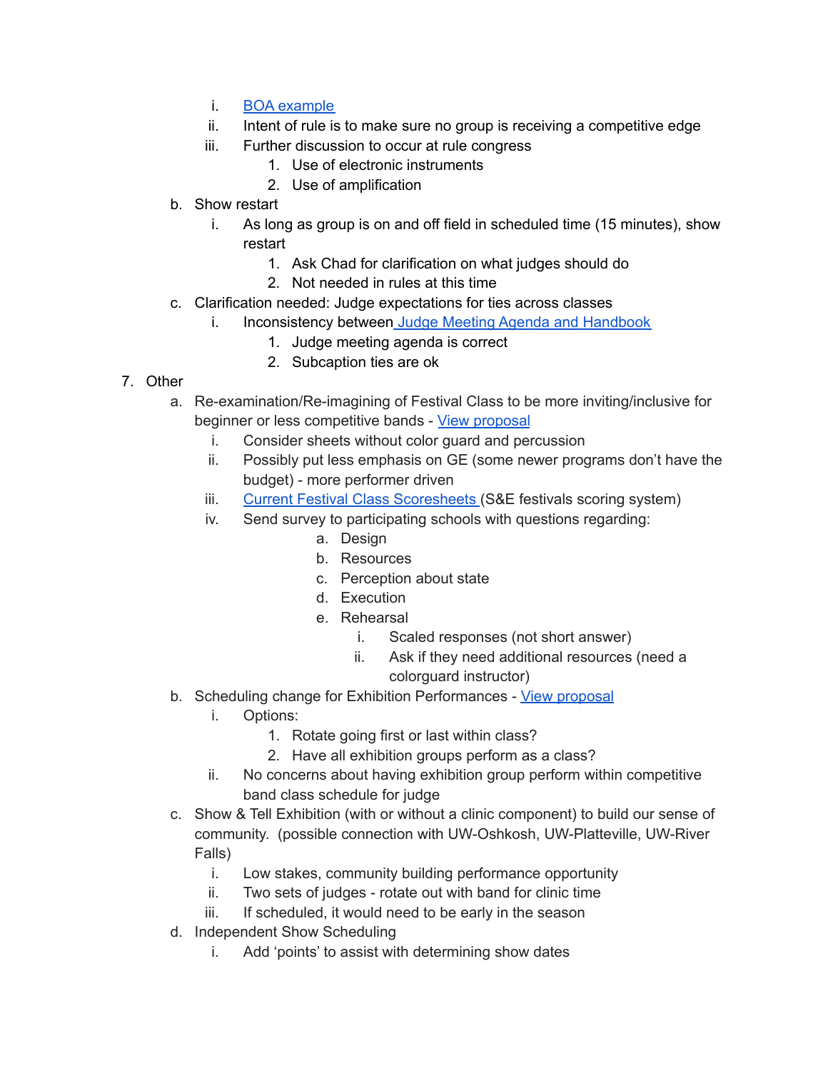i. [BOA example]
         ii. Intent of rule is to make sure no group is receiving a competitive edge
         iii. Further discussion to occur at rule congress
             1. Use of electronic instruments
             2. Use of amplification
   b. Show restart
         i. As long as group is on and off field in scheduled time (15 minutes), show restart
             1. Ask Chad for clarification on what judges should do
             2. Not needed in rules at this time
   c. Clarification needed: Judge expectations for ties across classes
         i. Inconsistency between [Judge Meeting Agenda and Handbook]
             1. Judge meeting agenda is correct
             2. Subcaption ties are ok

7. Other
   a. Re-examination/Re-imagining of Festival Class to be more inviting/inclusive for beginner or less competitive bands - [View proposal]
         i. Consider sheets without color guard and percussion
         ii. Possibly put less emphasis on GE (some newer programs don't have the budget) - more performer driven
         iii. [Current Festival Class Scoresheets] (S&E festivals scoring system)
         iv. Send survey to participating schools with questions regarding:
               a. Design
               b. Resources
               c. Perception about state
               d. Execution
               e. Rehearsal
                   i. Scaled responses (not short answer)
                   ii. Ask if they need additional resources (need a colorguard instructor)
   b. Scheduling change for Exhibition Performances - [View proposal]
         i. Options:
             1. Rotate going first or last within class?
             2. Have all exhibition groups perform as a class?
         ii. No concerns about having exhibition group perform within competitive band class schedule for judge
   c. Show & Tell Exhibition (with or without a clinic component) to build our sense of community. (possible connection with UW-Oshkosh, UW-Platteville, UW-River Falls)
         i. Low stakes, community building performance opportunity
         ii. Two sets of judges - rotate out with band for clinic time
         iii. If scheduled, it would need to be early in the season
   d. Independent Show Scheduling
         i. Add 'points' to assist with determining show dates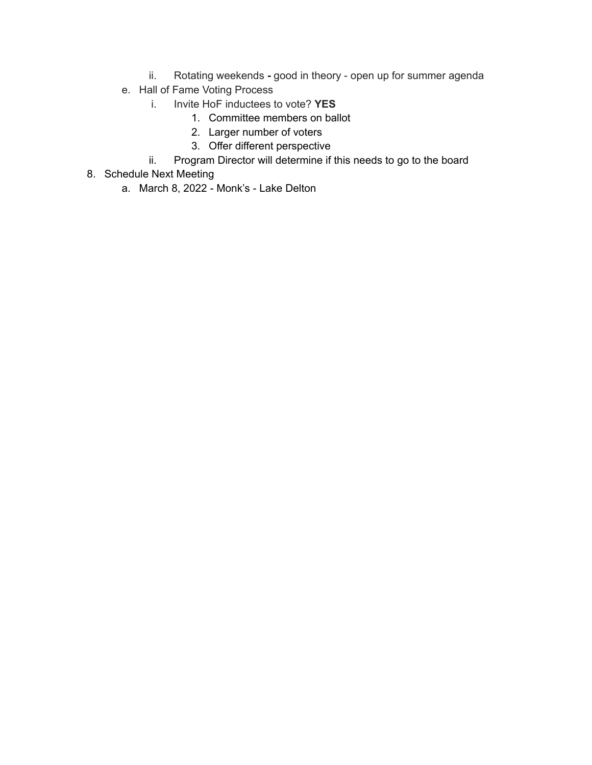- ii. Rotating weekends **-** good in theory - open up for summer agenda

  - e. Hall of Fame Voting Process
    - i. Invite HoF inductees to vote? **YES**
      1. Committee members on ballot
      2. Larger number of voters
      3. Offer different perspective
    - ii. Program Director will determine if this needs to go to the board

8. Schedule Next Meeting
   - a. March 8, 2022 - Monk's - Lake Delton